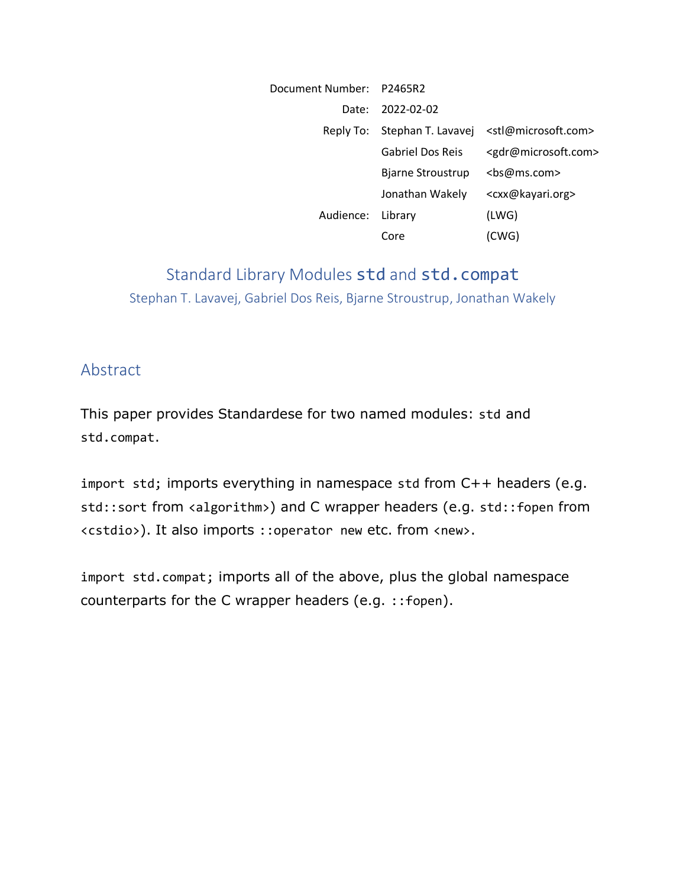| Document Number: | P2465R2 | |
|---|---|---|
| Date: | 2022-02-02 | |
| Reply To: | Stephan T. Lavavej | <stl@microsoft.com> |
| | Gabriel Dos Reis | <gdr@microsoft.com> |
| | Bjarne Stroustrup | <bs@ms.com> |
| | Jonathan Wakely | <cxx@kayari.org> |
| Audience: | Library | (LWG) |
| | Core | (CWG) |

# Standard Library Modules `std` and `std.compat`

Stephan T. Lavavej, Gabriel Dos Reis, Bjarne Stroustrup, Jonathan Wakely

## Abstract

This paper provides Standardese for two named modules: `std` and `std.compat`.

`import std;` imports everything in namespace `std` from C++ headers (e.g. `std::sort` from `<algorithm>`) and C wrapper headers (e.g. `std::fopen` from `<cstdio>`). It also imports `::operator new` etc. from `<new>`.

`import std.compat;` imports all of the above, plus the global namespace counterparts for the C wrapper headers (e.g. `::fopen`).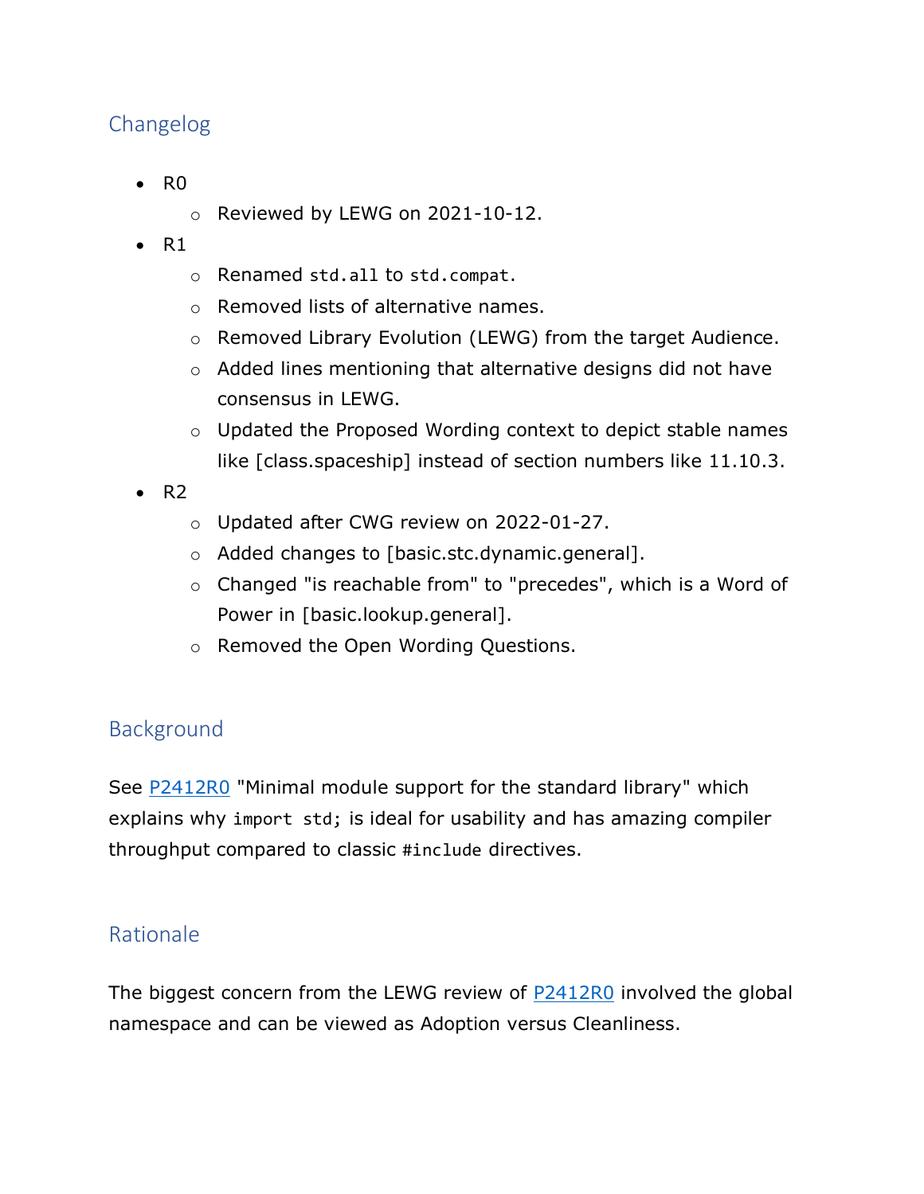## Changelog

- R0
  - Reviewed by LEWG on 2021-10-12.
- R1
  - Renamed `std.all` to `std.compat`.
  - Removed lists of alternative names.
  - Removed Library Evolution (LEWG) from the target Audience.
  - Added lines mentioning that alternative designs did not have consensus in LEWG.
  - Updated the Proposed Wording context to depict stable names like [class.spaceship] instead of section numbers like 11.10.3.
- R2
  - Updated after CWG review on 2022-01-27.
  - Added changes to [basic.stc.dynamic.general].
  - Changed "is reachable from" to "precedes", which is a Word of Power in [basic.lookup.general].
  - Removed the Open Wording Questions.

## Background

See [P2412R0](P2412R0) "Minimal module support for the standard library" which explains why `import std;` is ideal for usability and has amazing compiler throughput compared to classic `#include` directives.

## Rationale

The biggest concern from the LEWG review of [P2412R0](P2412R0) involved the global namespace and can be viewed as Adoption versus Cleanliness.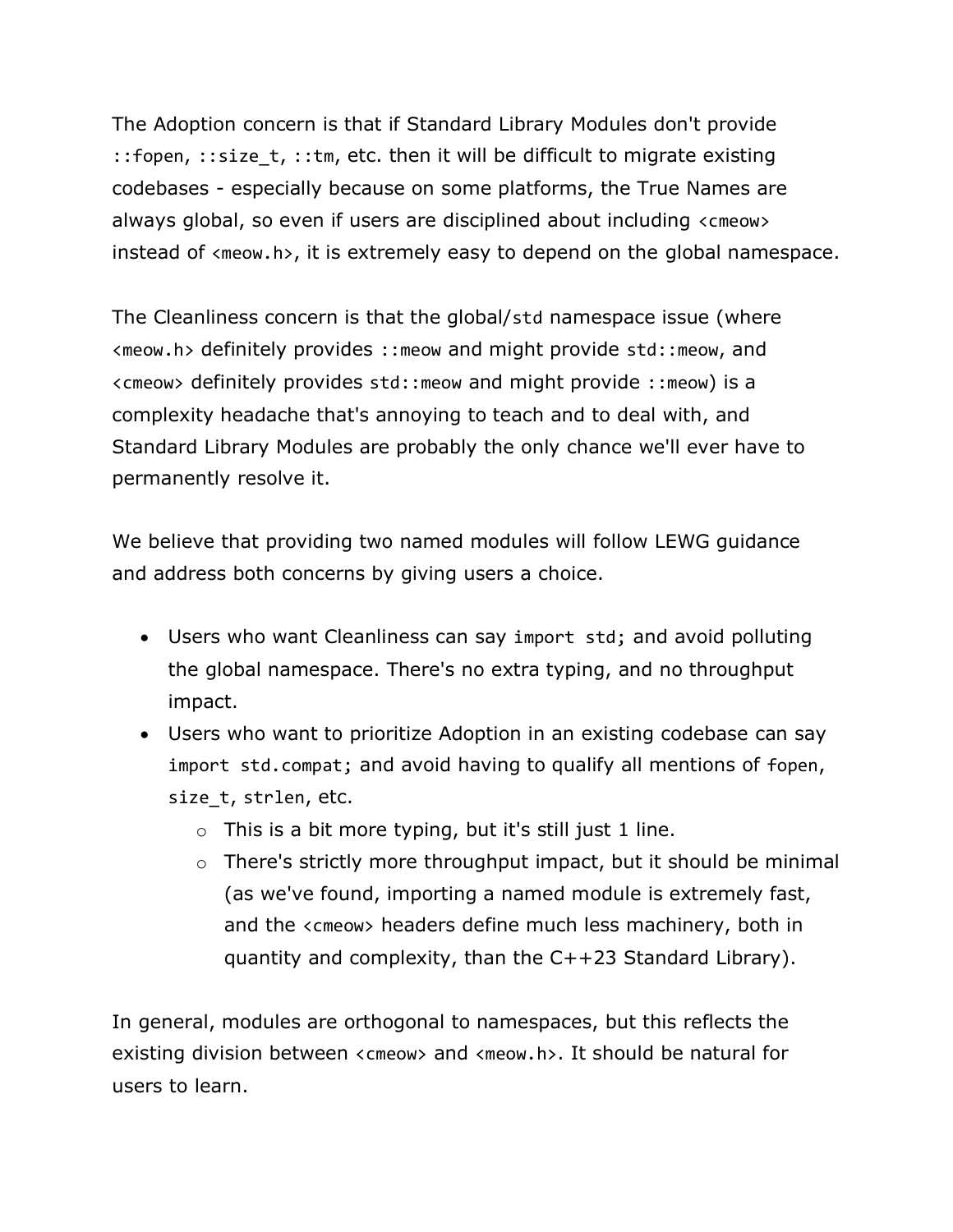The Adoption concern is that if Standard Library Modules don't provide `::fopen`, `::size_t`, `::tm`, etc. then it will be difficult to migrate existing codebases - especially because on some platforms, the True Names are always global, so even if users are disciplined about including `<cmeow>` instead of `<meow.h>`, it is extremely easy to depend on the global namespace.

The Cleanliness concern is that the global/`std` namespace issue (where `<meow.h>` definitely provides `::meow` and might provide `std::meow`, and `<cmeow>` definitely provides `std::meow` and might provide `::meow`) is a complexity headache that's annoying to teach and to deal with, and Standard Library Modules are probably the only chance we'll ever have to permanently resolve it.

We believe that providing two named modules will follow LEWG guidance and address both concerns by giving users a choice.

- Users who want Cleanliness can say `import std;` and avoid polluting the global namespace. There's no extra typing, and no throughput impact.
- Users who want to prioritize Adoption in an existing codebase can say `import std.compat;` and avoid having to qualify all mentions of `fopen`, `size_t`, `strlen`, etc.
  - This is a bit more typing, but it's still just 1 line.
  - There's strictly more throughput impact, but it should be minimal (as we've found, importing a named module is extremely fast, and the `<cmeow>` headers define much less machinery, both in quantity and complexity, than the C++23 Standard Library).

In general, modules are orthogonal to namespaces, but this reflects the existing division between `<cmeow>` and `<meow.h>`. It should be natural for users to learn.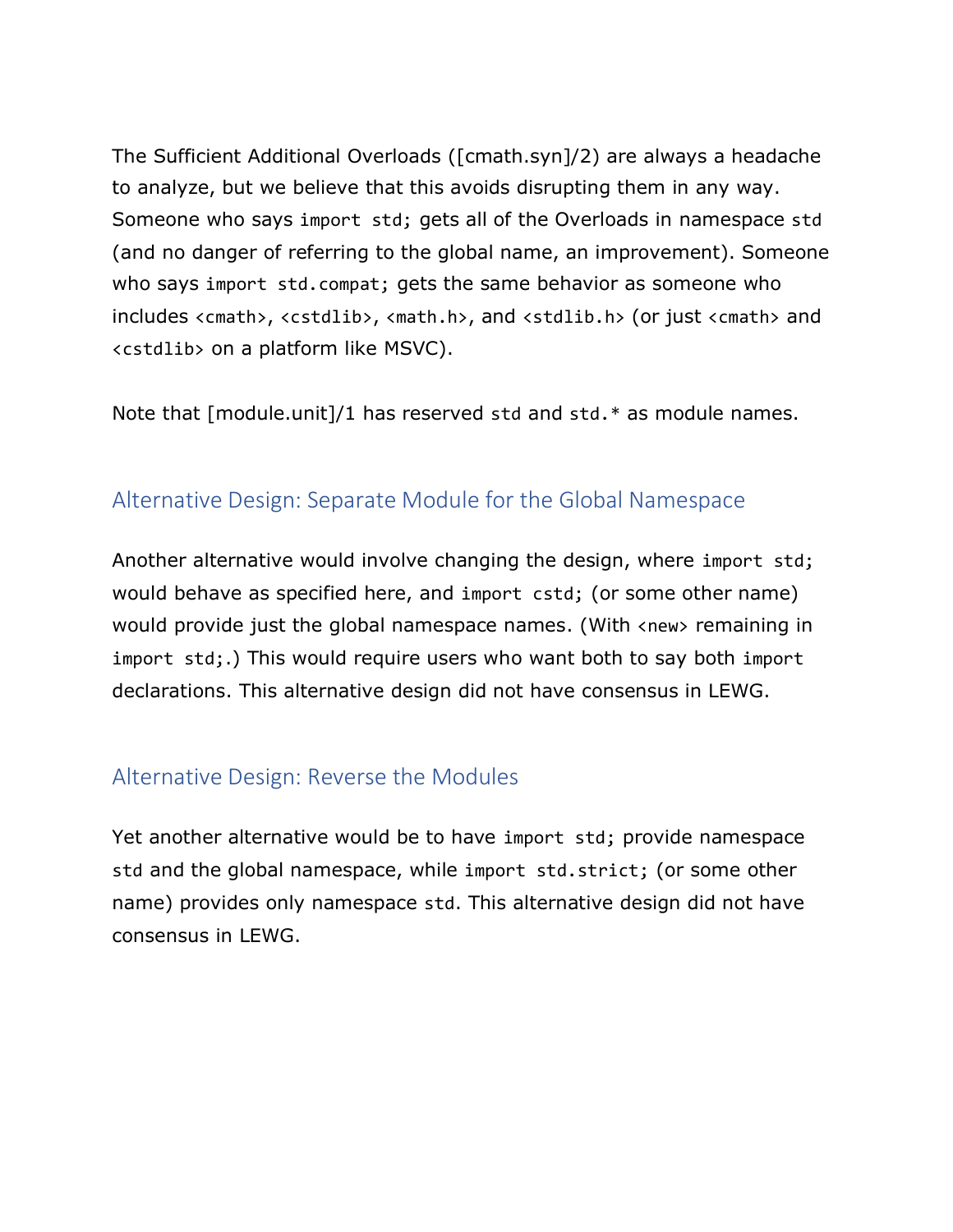The Sufficient Additional Overloads ([cmath.syn]/2) are always a headache to analyze, but we believe that this avoids disrupting them in any way. Someone who says `import std;` gets all of the Overloads in namespace `std` (and no danger of referring to the global name, an improvement). Someone who says `import std.compat;` gets the same behavior as someone who includes `<cmath>`, `<cstdlib>`, `<math.h>`, and `<stdlib.h>` (or just `<cmath>` and `<cstdlib>` on a platform like MSVC).

Note that [module.unit]/1 has reserved `std` and `std.*` as module names.

## Alternative Design: Separate Module for the Global Namespace

Another alternative would involve changing the design, where `import std;` would behave as specified here, and `import cstd;` (or some other name) would provide just the global namespace names. (With `<new>` remaining in `import std;`.) This would require users who want both to say both `import` declarations. This alternative design did not have consensus in LEWG.

## Alternative Design: Reverse the Modules

Yet another alternative would be to have `import std;` provide namespace `std` and the global namespace, while `import std.strict;` (or some other name) provides only namespace `std`. This alternative design did not have consensus in LEWG.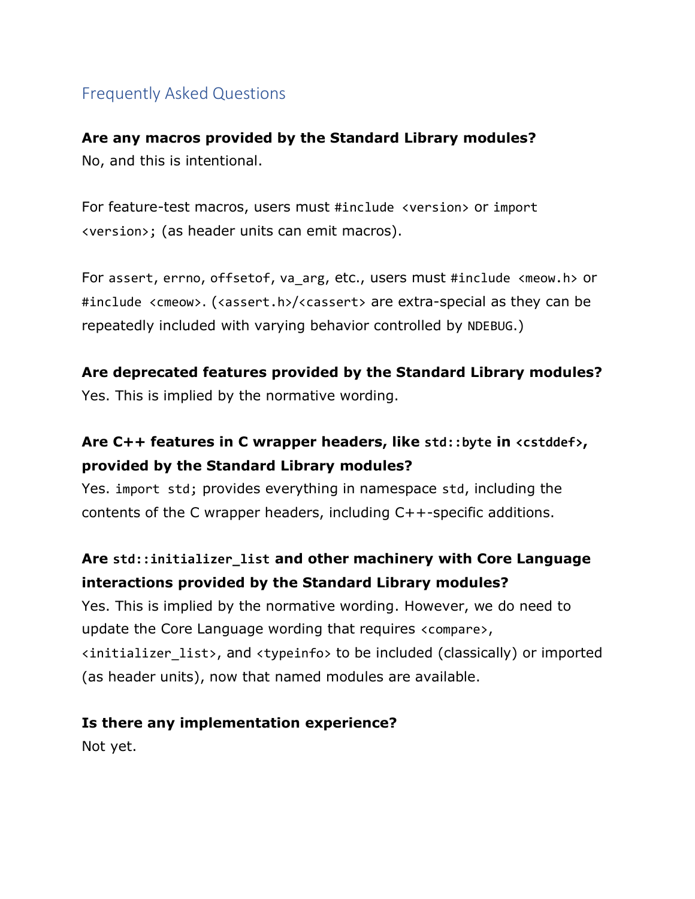## Frequently Asked Questions

**Are any macros provided by the Standard Library modules?**
No, and this is intentional.

For feature-test macros, users must `#include <version>` or `import <version>;` (as header units can emit macros).

For `assert`, `errno`, `offsetof`, `va_arg`, etc., users must `#include <meow.h>` or `#include <cmeow>`. (`<assert.h>`/`<cassert>` are extra-special as they can be repeatedly included with varying behavior controlled by `NDEBUG`.)

**Are deprecated features provided by the Standard Library modules?**
Yes. This is implied by the normative wording.

**Are C++ features in C wrapper headers, like `std::byte` in `<cstddef>`, provided by the Standard Library modules?**
Yes. `import std;` provides everything in namespace `std`, including the contents of the C wrapper headers, including C++-specific additions.

**Are `std::initializer_list` and other machinery with Core Language interactions provided by the Standard Library modules?**
Yes. This is implied by the normative wording. However, we do need to update the Core Language wording that requires `<compare>`, `<initializer_list>`, and `<typeinfo>` to be included (classically) or imported (as header units), now that named modules are available.

**Is there any implementation experience?**
Not yet.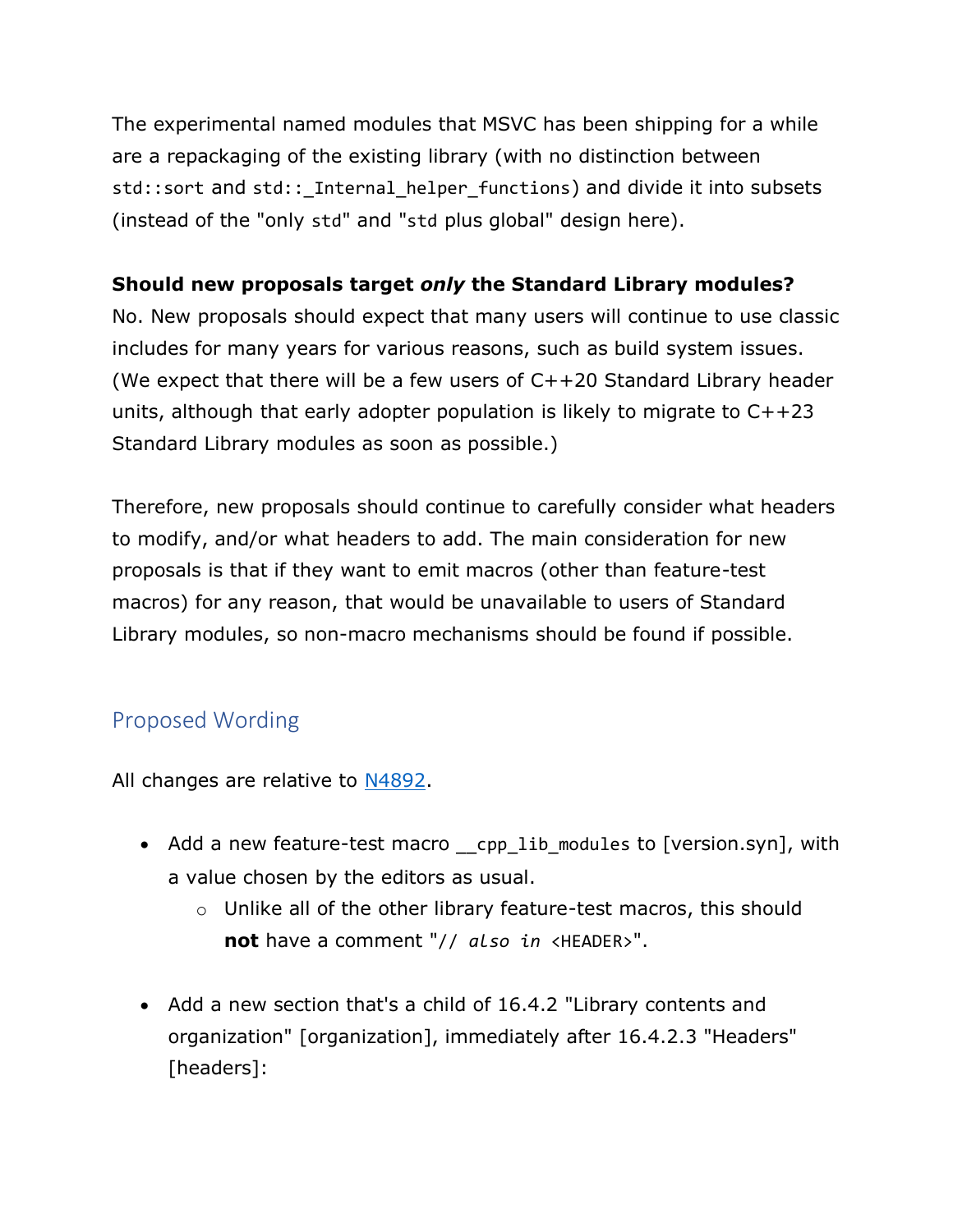The experimental named modules that MSVC has been shipping for a while are a repackaging of the existing library (with no distinction between `std::sort` and `std::_Internal_helper_functions`) and divide it into subsets (instead of the "only `std`" and "`std` plus global" design here).

**Should new proposals target *only* the Standard Library modules?**
No. New proposals should expect that many users will continue to use classic includes for many years for various reasons, such as build system issues. (We expect that there will be a few users of C++20 Standard Library header units, although that early adopter population is likely to migrate to C++23 Standard Library modules as soon as possible.)

Therefore, new proposals should continue to carefully consider what headers to modify, and/or what headers to add. The main consideration for new proposals is that if they want to emit macros (other than feature-test macros) for any reason, that would be unavailable to users of Standard Library modules, so non-macro mechanisms should be found if possible.

## Proposed Wording

All changes are relative to [N4892](N4892).

- Add a new feature-test macro `__cpp_lib_modules` to [version.syn], with a value chosen by the editors as usual.
  - Unlike all of the other library feature-test macros, this should **not** have a comment "`// also in <HEADER>`".
- Add a new section that's a child of 16.4.2 "Library contents and organization" [organization], immediately after 16.4.2.3 "Headers" [headers]: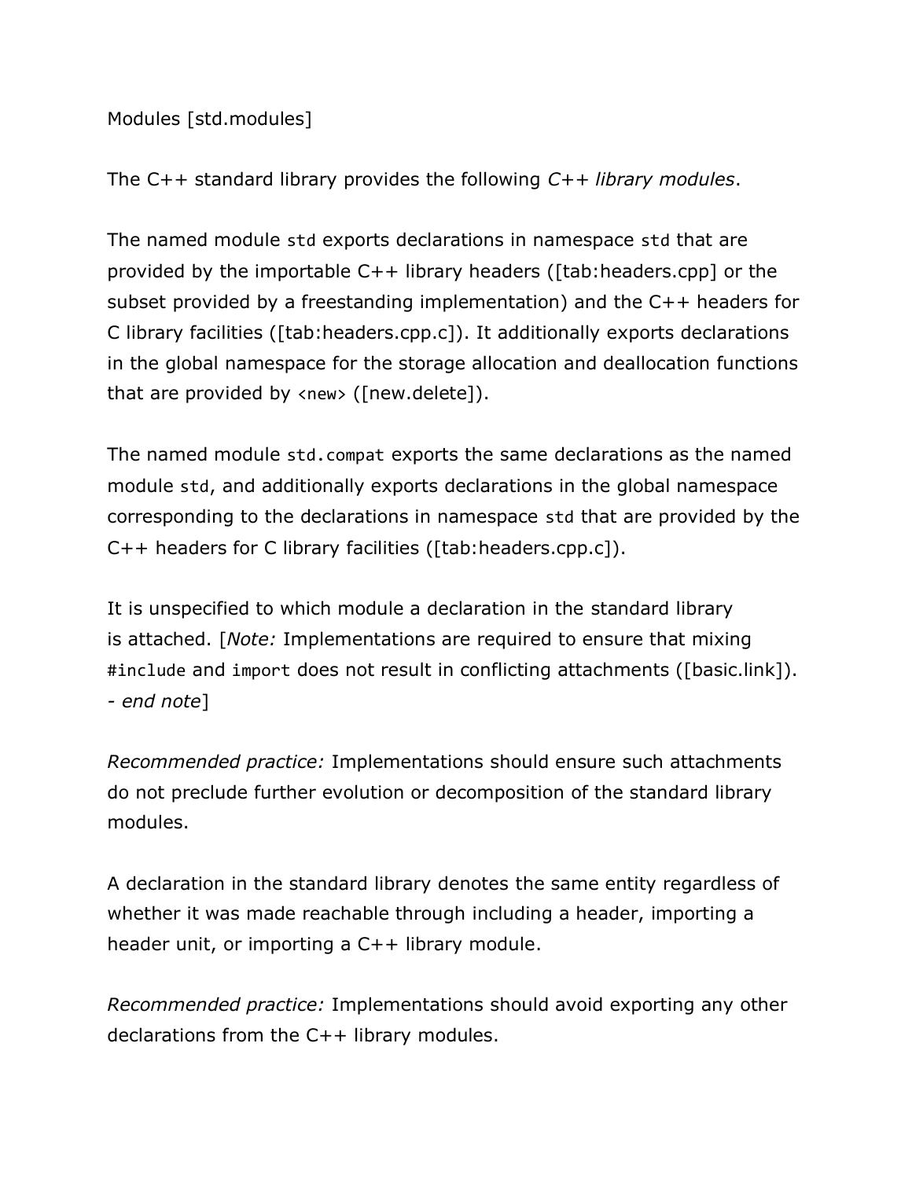Modules [std.modules]

The C++ standard library provides the following *C++ library modules*.

The named module `std` exports declarations in namespace `std` that are provided by the importable C++ library headers ([tab:headers.cpp] or the subset provided by a freestanding implementation) and the C++ headers for C library facilities ([tab:headers.cpp.c]). It additionally exports declarations in the global namespace for the storage allocation and deallocation functions that are provided by `<new>` ([new.delete]).

The named module `std.compat` exports the same declarations as the named module `std`, and additionally exports declarations in the global namespace corresponding to the declarations in namespace `std` that are provided by the C++ headers for C library facilities ([tab:headers.cpp.c]).

It is unspecified to which module a declaration in the standard library is attached. [*Note:* Implementations are required to ensure that mixing `#include` and `import` does not result in conflicting attachments ([basic.link]). - *end note*]

*Recommended practice:* Implementations should ensure such attachments do not preclude further evolution or decomposition of the standard library modules.

A declaration in the standard library denotes the same entity regardless of whether it was made reachable through including a header, importing a header unit, or importing a C++ library module.

*Recommended practice:* Implementations should avoid exporting any other declarations from the C++ library modules.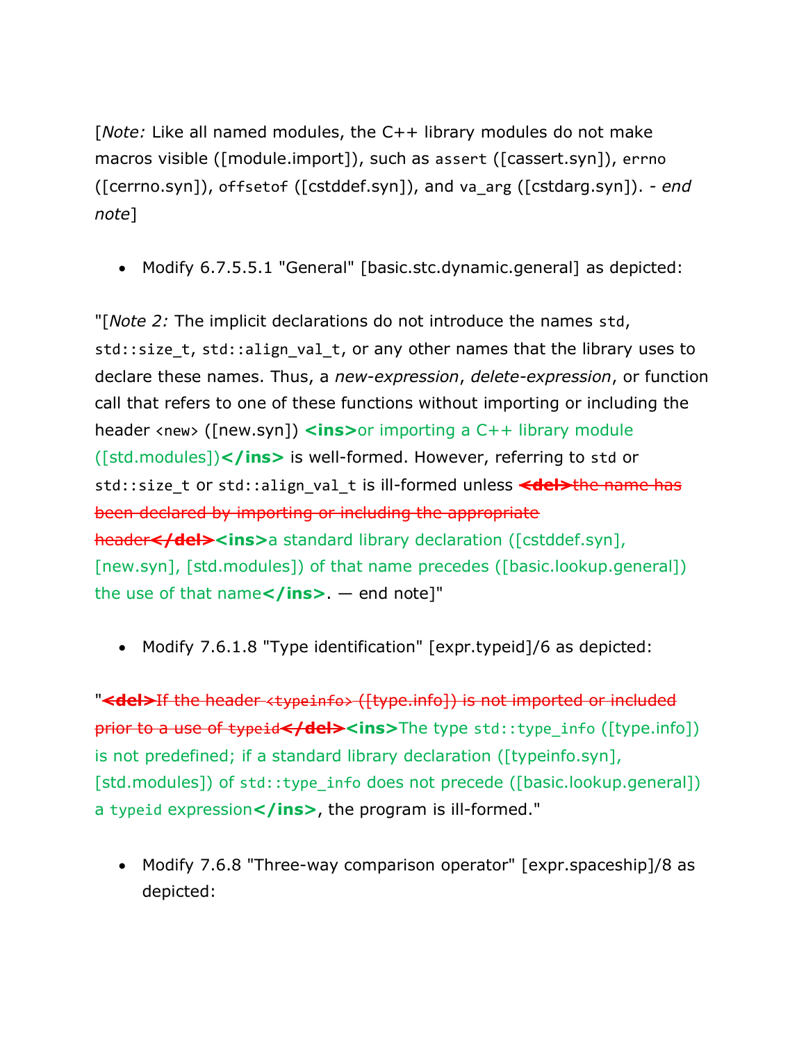[*Note:* Like all named modules, the C++ library modules do not make macros visible ([module.import]), such as `assert` ([cassert.syn]), `errno` ([cerrno.syn]), `offsetof` ([cstddef.syn]), and `va_arg` ([cstdarg.syn]). - *end note*]

- Modify 6.7.5.5.1 "General" [basic.stc.dynamic.general] as depicted:

"[*Note 2:* The implicit declarations do not introduce the names `std`, `std::size_t`, `std::align_val_t`, or any other names that the library uses to declare these names. Thus, a *new-expression*, *delete-expression*, or function call that refers to one of these functions without importing or including the header `<new>` ([new.syn]) **<ins>**or importing a C++ library module ([std.modules])**</ins>** is well-formed. However, referring to `std` or `std::size_t` or `std::align_val_t` is ill-formed unless **<del>**~~the name has been declared by importing or including the appropriate header~~**</del>****<ins>**a standard library declaration ([cstddef.syn], [new.syn], [std.modules]) of that name precedes ([basic.lookup.general]) the use of that name**</ins>**. — end note]"

- Modify 7.6.1.8 "Type identification" [expr.typeid]/6 as depicted:

"**<del>**~~If the header `<typeinfo>` ([type.info]) is not imported or included prior to a use of `typeid`~~**</del>****<ins>**The type `std::type_info` ([type.info]) is not predefined; if a standard library declaration ([typeinfo.syn], [std.modules]) of `std::type_info` does not precede ([basic.lookup.general]) a `typeid` expression**</ins>**, the program is ill-formed."

- Modify 7.6.8 "Three-way comparison operator" [expr.spaceship]/8 as depicted: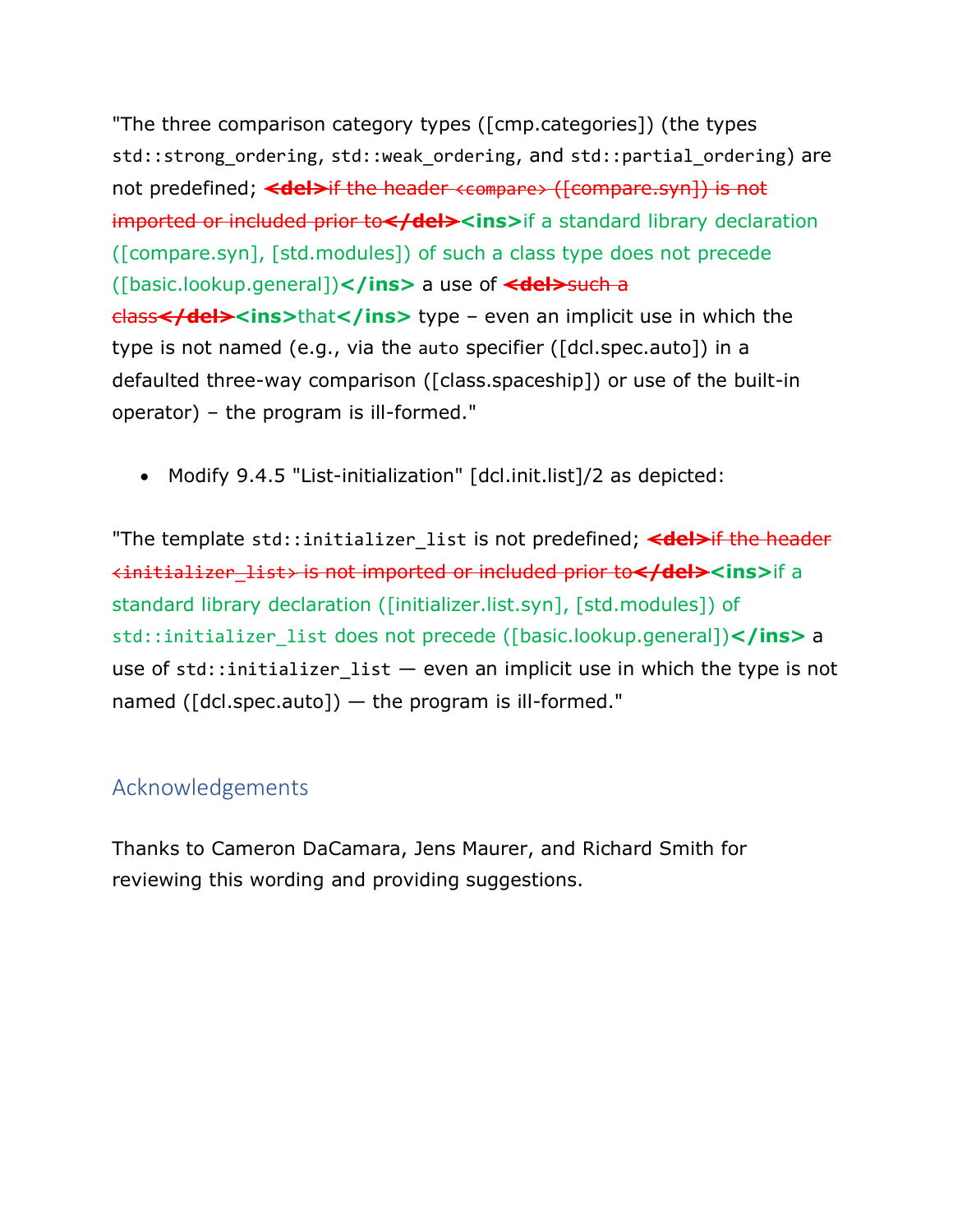"The three comparison category types ([cmp.categories]) (the types `std::strong_ordering`, `std::weak_ordering`, and `std::partial_ordering`) are not predefined; **<del>**~~if the header `<compare>` ([compare.syn]) is not imported or included prior to~~**</del>****<ins>**if a standard library declaration ([compare.syn], [std.modules]) of such a class type does not precede ([basic.lookup.general])**</ins>** a use of **<del>**~~such a class~~**</del>****<ins>**that**</ins>** type – even an implicit use in which the type is not named (e.g., via the `auto` specifier ([dcl.spec.auto]) in a defaulted three-way comparison ([class.spaceship]) or use of the built-in operator) – the program is ill-formed."

- Modify 9.4.5 "List-initialization" [dcl.init.list]/2 as depicted:

"The template `std::initializer_list` is not predefined; **<del>**~~if the header `<initializer_list>` is not imported or included prior to~~**</del>****<ins>**if a standard library declaration ([initializer.list.syn], [std.modules]) of `std::initializer_list` does not precede ([basic.lookup.general])**</ins>** a use of `std::initializer_list` — even an implicit use in which the type is not named ([dcl.spec.auto]) — the program is ill-formed."

## Acknowledgements

Thanks to Cameron DaCamara, Jens Maurer, and Richard Smith for reviewing this wording and providing suggestions.